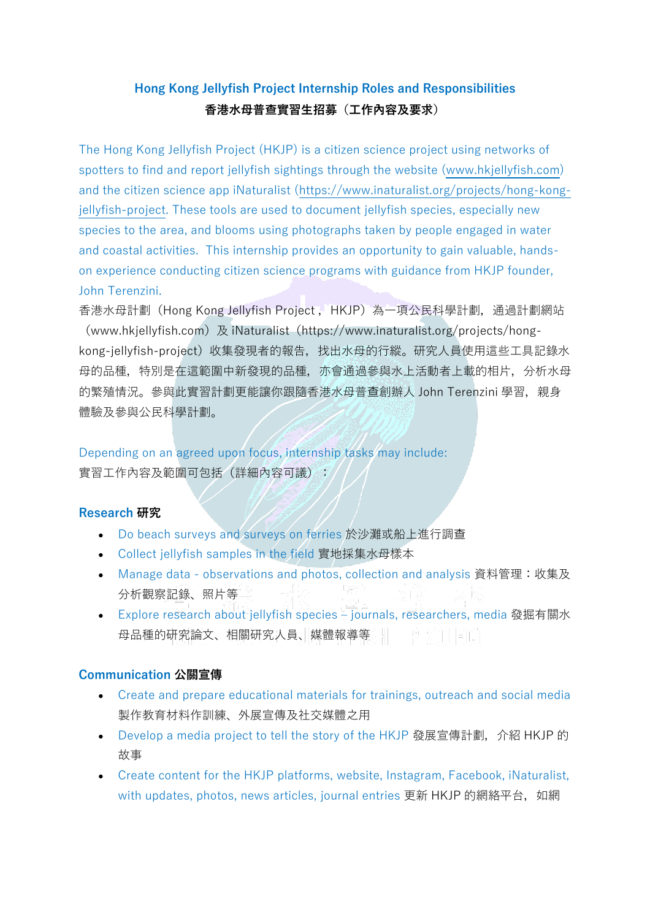# Hong Kong Jellyfish Project Internship Roles and Responsibilities
## 香港水母普查實習生招募（工作內容及要求）

The Hong Kong Jellyfish Project (HKJP) is a citizen science project using networks of spotters to find and report jellyfish sightings through the website (www.hkjellyfish.com) and the citizen science app iNaturalist (https://www.inaturalist.org/projects/hong-kong-jellyfish-project. These tools are used to document jellyfish species, especially new species to the area, and blooms using photographs taken by people engaged in water and coastal activities. This internship provides an opportunity to gain valuable, hands-on experience conducting citizen science programs with guidance from HKJP founder, John Terenzini.

香港水母計劃（Hong Kong Jellyfish Project，HKJP）為一項公民科學計劃，通過計劃網站（www.hkjellyfish.com）及 iNaturalist（https://www.inaturalist.org/projects/hong-kong-jellyfish-project）收集發現者的報告，找出水母的行蹤。研究人員使用這些工具記錄水母的品種，特別是在這範圍中新發現的品種，亦會通過參與水上活動者上載的相片，分析水母的繁殖情況。參與此實習計劃更能讓你跟隨香港水母普查創辦人 John Terenzini 學習，親身體驗及參與公民科學計劃。

Depending on an agreed upon focus, internship tasks may include:
實習工作內容及範圍可包括（詳細內容可議）：

### Research 研究

- Do beach surveys and surveys on ferries 於沙灘或船上進行調查
- Collect jellyfish samples in the field 實地採集水母樣本
- Manage data - observations and photos, collection and analysis 資料管理：收集及分析觀察記錄、照片等
- Explore research about jellyfish species – journals, researchers, media 發掘有關水母品種的研究論文、相關研究人員、媒體報導等

### Communication 公關宣傳

- Create and prepare educational materials for trainings, outreach and social media 製作教育材料作訓練、外展宣傳及社交媒體之用
- Develop a media project to tell the story of the HKJP 發展宣傳計劃，介紹 HKJP 的故事
- Create content for the HKJP platforms, website, Instagram, Facebook, iNaturalist, with updates, photos, news articles, journal entries 更新 HKJP 的網絡平台，如網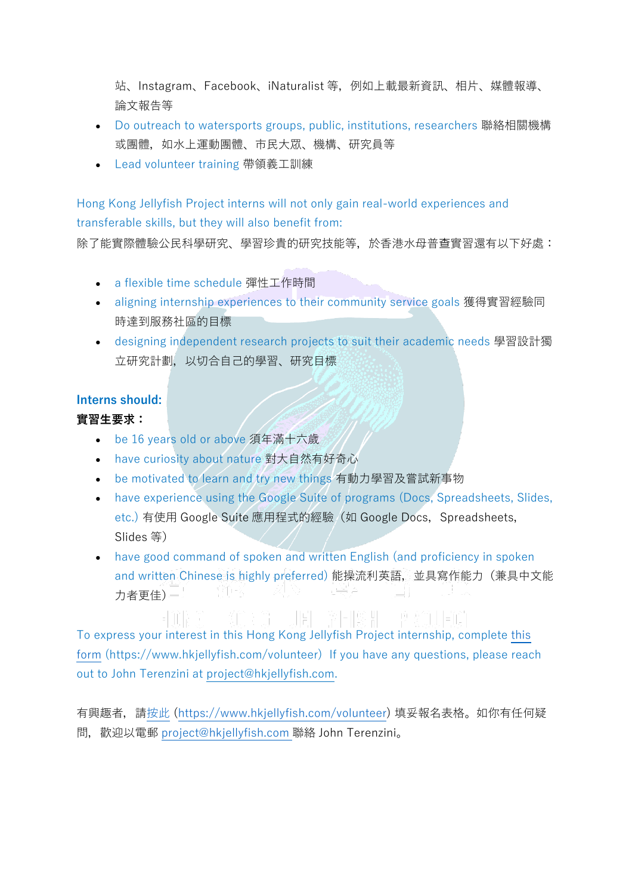站、Instagram、Facebook、iNaturalist 等，例如上載最新資訊、相片、媒體報導、論文報告等

- Do outreach to watersports groups, public, institutions, researchers 聯絡相關機構或團體，如水上運動團體、市民大眾、機構、研究員等
- Lead volunteer training 帶領義工訓練

Hong Kong Jellyfish Project interns will not only gain real-world experiences and transferable skills, but they will also benefit from:
除了能實際體驗公民科學研究、學習珍貴的研究技能等，於香港水母普查實習還有以下好處：

- a flexible time schedule 彈性工作時間
- aligning internship experiences to their community service goals 獲得實習經驗同時達到服務社區的目標
- designing independent research projects to suit their academic needs 學習設計獨立研究計劃，以切合自己的學習、研究目標

**Interns should:**
**實習生要求：**

- be 16 years old or above 須年滿十六歲
- have curiosity about nature 對大自然有好奇心
- be motivated to learn and try new things 有動力學習及嘗試新事物
- have experience using the Google Suite of programs (Docs, Spreadsheets, Slides, etc.) 有使用 Google Suite 應用程式的經驗（如 Google Docs, Spreadsheets, Slides 等）
- have good command of spoken and written English (and proficiency in spoken and written Chinese is highly preferred) 能操流利英語，並具寫作能力（兼具中文能力者更佳）

To express your interest in this Hong Kong Jellyfish Project internship, complete this form (https://www.hkjellyfish.com/volunteer) If you have any questions, please reach out to John Terenzini at project@hkjellyfish.com.

有興趣者，請按此 (https://www.hkjellyfish.com/volunteer) 填妥報名表格。如你有任何疑問，歡迎以電郵 project@hkjellyfish.com 聯絡 John Terenzini。